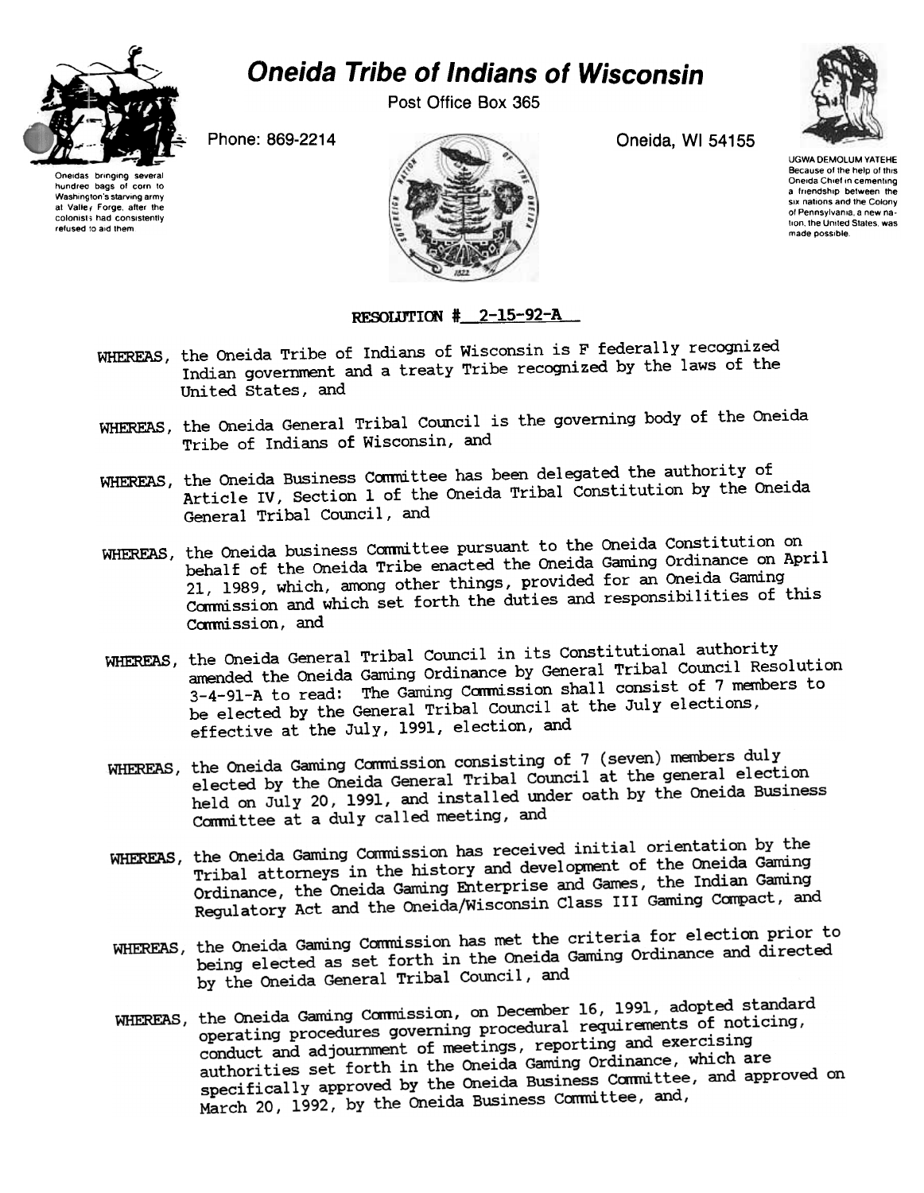# Oneida Tribe of Indians of Wisconsin

Post Office Box 365

Phone: 869-2214

Oneida, WI 54155

Oneidas bringing several hundred bags of corn to Washington's starving army at Valley Forge, after the colonists had consistently refused to aid them.

UGWA DEMOLUM YATEHE
Because of the help of this Oneida Chief in cementing a friendship between the six nations and the Colony of Pennsylvania, a new nation, the United States, was made possible.

**RESOLUTION # 2-15-92-A**

WHEREAS, the Oneida Tribe of Indians of Wisconsin is F federally recognized Indian government and a treaty Tribe recognized by the laws of the United States, and

WHEREAS, the Oneida General Tribal Council is the governing body of the Oneida Tribe of Indians of Wisconsin, and

WHEREAS, the Oneida Business Committee has been delegated the authority of Article IV, Section 1 of the Oneida Tribal Constitution by the Oneida General Tribal Council, and

WHEREAS, the Oneida business Committee pursuant to the Oneida Constitution on behalf of the Oneida Tribe enacted the Oneida Gaming Ordinance on April 21, 1989, which, among other things, provided for an Oneida Gaming Commission and which set forth the duties and responsibilities of this Commission, and

WHEREAS, the Oneida General Tribal Council in its Constitutional authority amended the Oneida Gaming Ordinance by General Tribal Council Resolution 3-4-91-A to read: The Gaming Commission shall consist of 7 members to be elected by the General Tribal Council at the July elections, effective at the July, 1991, election, and

WHEREAS, the Oneida Gaming Commission consisting of 7 (seven) members duly elected by the Oneida General Tribal Council at the general election held on July 20, 1991, and installed under oath by the Oneida Business Committee at a duly called meeting, and

WHEREAS, the Oneida Gaming Commission has received initial orientation by the Tribal attorneys in the history and development of the Oneida Gaming Ordinance, the Oneida Gaming Enterprise and Games, the Indian Gaming Regulatory Act and the Oneida/Wisconsin Class III Gaming Compact, and

WHEREAS, the Oneida Gaming Commission has met the criteria for election prior to being elected as set forth in the Oneida Gaming Ordinance and directed by the Oneida General Tribal Council, and

WHEREAS, the Oneida Gaming Commission, on December 16, 1991, adopted standard operating procedures governing procedural requirements of noticing, conduct and adjournment of meetings, reporting and exercising authorities set forth in the Oneida Gaming Ordinance, which are specifically approved by the Oneida Business Committee, and approved on March 20, 1992, by the Oneida Business Committee, and,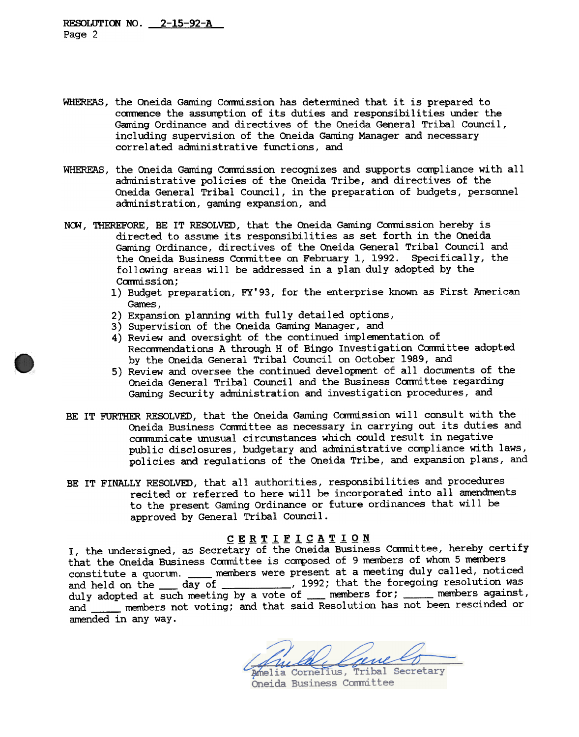RESOLUTION NO. 2-15-92-A
Page 2

WHEREAS, the Oneida Gaming Commission has determined that it is prepared to commence the assumption of its duties and responsibilities under the Gaming Ordinance and directives of the Oneida General Tribal Council, including supervision of the Oneida Gaming Manager and necessary correlated administrative functions, and

WHEREAS, the Oneida Gaming Commission recognizes and supports compliance with all administrative policies of the Oneida Tribe, and directives of the Oneida General Tribal Council, in the preparation of budgets, personnel administration, gaming expansion, and

NOW, THEREFORE, BE IT RESOLVED, that the Oneida Gaming Commission hereby is directed to assume its responsibilities as set forth in the Oneida Gaming Ordinance, directives of the Oneida General Tribal Council and the Oneida Business Committee on February 1, 1992. Specifically, the following areas will be addressed in a plan duly adopted by the Commission;

1) Budget preparation, FY'93, for the enterprise known as First American Games,
2) Expansion planning with fully detailed options,
3) Supervision of the Oneida Gaming Manager, and
4) Review and oversight of the continued implementation of Recommendations A through H of Bingo Investigation Committee adopted by the Oneida General Tribal Council on October 1989, and
5) Review and oversee the continued development of all documents of the Oneida General Tribal Council and the Business Committee regarding Gaming Security administration and investigation procedures, and

BE IT FURTHER RESOLVED, that the Oneida Gaming Commission will consult with the Oneida Business Committee as necessary in carrying out its duties and communicate unusual circumstances which could result in negative public disclosures, budgetary and administrative compliance with laws, policies and regulations of the Oneida Tribe, and expansion plans, and

BE IT FINALLY RESOLVED, that all authorities, responsibilities and procedures recited or referred to here will be incorporated into all amendments to the present Gaming Ordinance or future ordinances that will be approved by General Tribal Council.

## CERTIFICATION

I, the undersigned, as Secretary of the Oneida Business Committee, hereby certify that the Oneida Business Committee is composed of 9 members of whom 5 members constitute a quorum. ____ members were present at a meeting duly called, noticed and held on the ___ day of ___________, 1992; that the foregoing resolution was duly adopted at such meeting by a vote of ___ members for; _____ members against, and _____ members not voting; and that said Resolution has not been rescinded or amended in any way.

Amelia Cornelius, Tribal Secretary
Oneida Business Committee